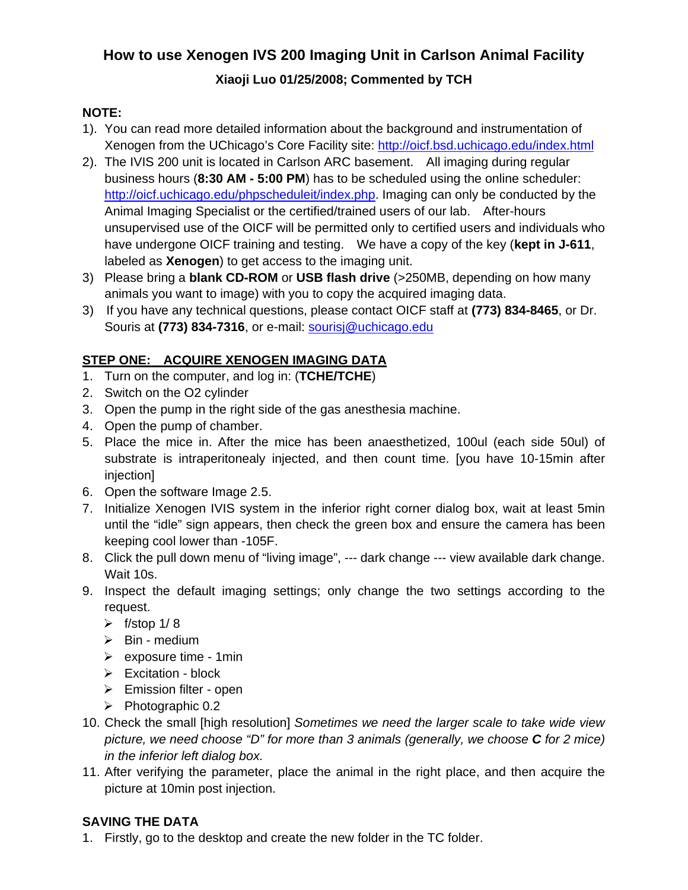# How to use Xenogen IVS 200 Imaging Unit in Carlson Animal Facility

### Xiaoji Luo 01/25/2008; Commented by TCH

**NOTE:**

1). You can read more detailed information about the background and instrumentation of Xenogen from the UChicago's Core Facility site: http://oicf.bsd.uchicago.edu/index.html

2). The IVIS 200 unit is located in Carlson ARC basement. All imaging during regular business hours (**8:30 AM - 5:00 PM**) has to be scheduled using the online scheduler: http://oicf.uchicago.edu/phpscheduleit/index.php. Imaging can only be conducted by the Animal Imaging Specialist or the certified/trained users of our lab. After-hours unsupervised use of the OICF will be permitted only to certified users and individuals who have undergone OICF training and testing. We have a copy of the key (**kept in J-611**, labeled as **Xenogen**) to get access to the imaging unit.

3) Please bring a **blank CD-ROM** or **USB flash drive** (>250MB, depending on how many animals you want to image) with you to copy the acquired imaging data.

3) If you have any technical questions, please contact OICF staff at **(773) 834-8465**, or Dr. Souris at **(773) 834-7316**, or e-mail: sourisj@uchicago.edu

**STEP ONE: ACQUIRE XENOGEN IMAGING DATA**

1. Turn on the computer, and log in: (**TCHE/TCHE**)
2. Switch on the O2 cylinder
3. Open the pump in the right side of the gas anesthesia machine.
4. Open the pump of chamber.
5. Place the mice in. After the mice has been anaesthetized, 100ul (each side 50ul) of substrate is intraperitonealy injected, and then count time. [you have 10-15min after injection]
6. Open the software Image 2.5.
7. Initialize Xenogen IVIS system in the inferior right corner dialog box, wait at least 5min until the "idle" sign appears, then check the green box and ensure the camera has been keeping cool lower than -105F.
8. Click the pull down menu of "living image", --- dark change --- view available dark change. Wait 10s.
9. Inspect the default imaging settings; only change the two settings according to the request.
   - f/stop 1/ 8
   - Bin - medium
   - exposure time - 1min
   - Excitation - block
   - Emission filter - open
   - Photographic 0.2
10. Check the small [high resolution] *Sometimes we need the larger scale to take wide view picture, we need choose "D" for more than 3 animals (generally, we choose **C** for 2 mice) in the inferior left dialog box.*
11. After verifying the parameter, place the animal in the right place, and then acquire the picture at 10min post injection.

**SAVING THE DATA**

1. Firstly, go to the desktop and create the new folder in the TC folder.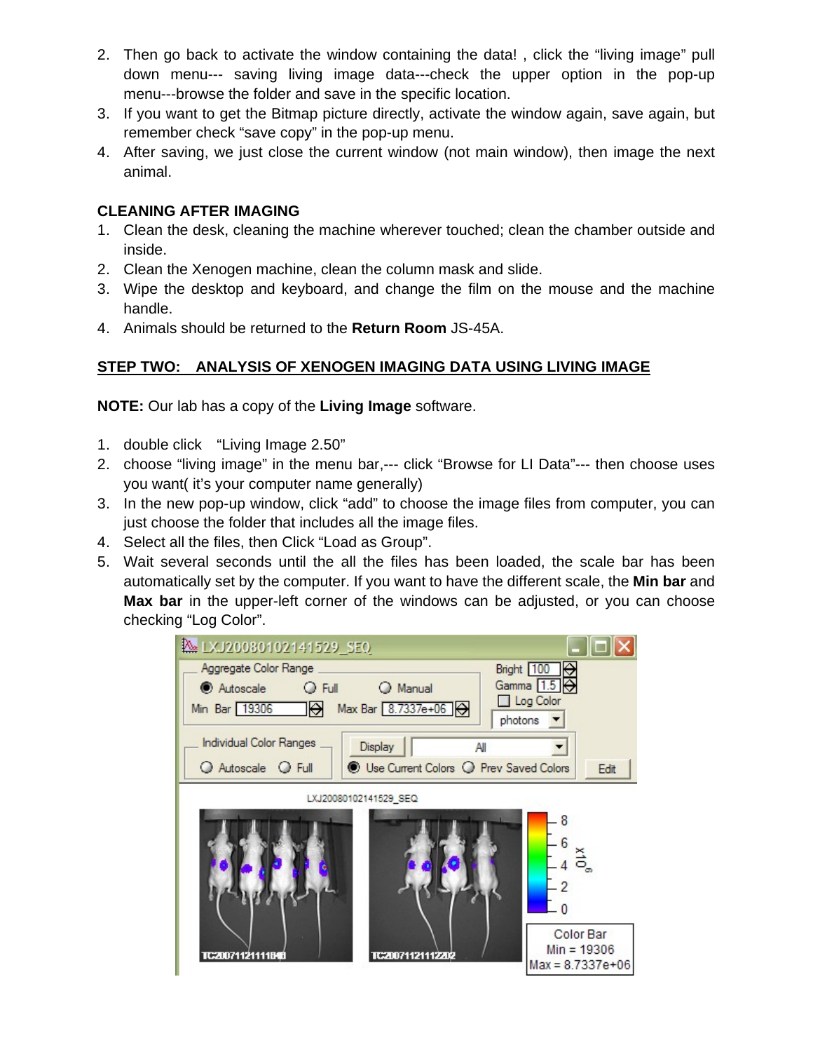2. Then go back to activate the window containing the data! , click the "living image" pull down menu--- saving living image data---check the upper option in the pop-up menu---browse the folder and save in the specific location.
3. If you want to get the Bitmap picture directly, activate the window again, save again, but remember check "save copy" in the pop-up menu.
4. After saving, we just close the current window (not main window), then image the next animal.

**CLEANING AFTER IMAGING**

1. Clean the desk, cleaning the machine wherever touched; clean the chamber outside and inside.
2. Clean the Xenogen machine, clean the column mask and slide.
3. Wipe the desktop and keyboard, and change the film on the mouse and the machine handle.
4. Animals should be returned to the **Return Room** JS-45A.

**STEP TWO: ANALYSIS OF XENOGEN IMAGING DATA USING LIVING IMAGE**

**NOTE:** Our lab has a copy of the **Living Image** software.

1. double click "Living Image 2.50"
2. choose "living image" in the menu bar,--- click "Browse for LI Data"--- then choose uses you want( it's your computer name generally)
3. In the new pop-up window, click "add" to choose the image files from computer, you can just choose the folder that includes all the image files.
4. Select all the files, then Click "Load as Group".
5. Wait several seconds until the all the files has been loaded, the scale bar has been automatically set by the computer. If you want to have the different scale, the **Min bar** and **Max bar** in the upper-left corner of the windows can be adjusted, or you can choose checking "Log Color".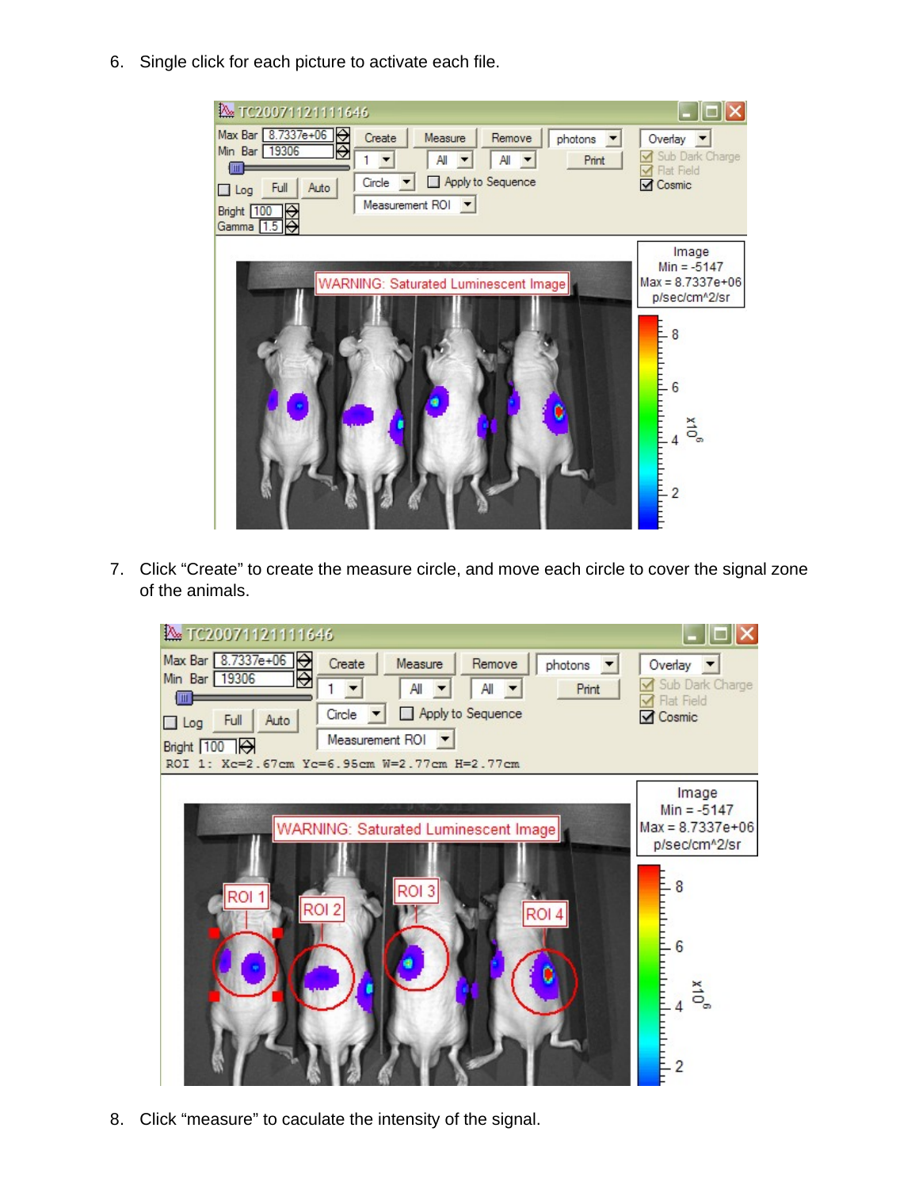6. Single click for each picture to activate each file.

7. Click “Create” to create the measure circle, and move each circle to cover the signal zone of the animals.

8. Click “measure” to caculate the intensity of the signal.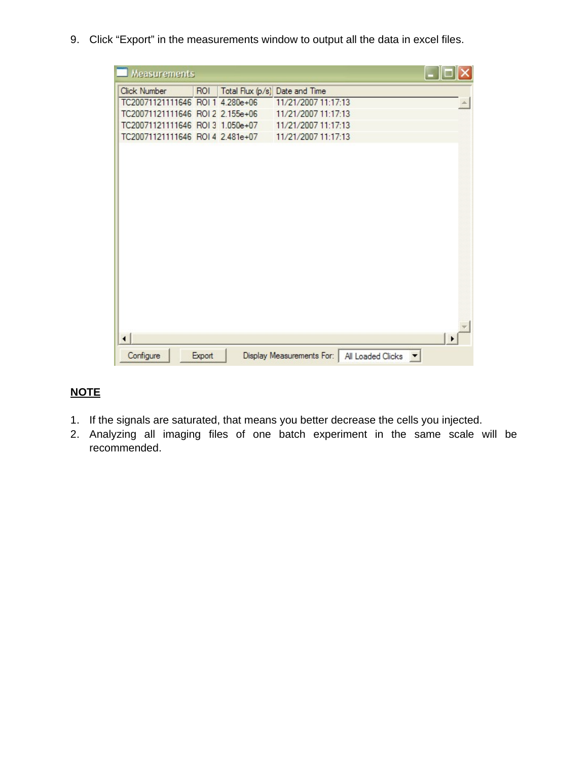9. Click "Export" in the measurements window to output all the data in excel files.

| Click Number | ROI | Total Flux (p/s) | Date and Time |
|---|---|---|---|
| TC20071121111646 | ROI 1 | 4.280e+06 | 11/21/2007 11:17:13 |
| TC20071121111646 | ROI 2 | 2.155e+06 | 11/21/2007 11:17:13 |
| TC20071121111646 | ROI 3 | 1.050e+07 | 11/21/2007 11:17:13 |
| TC20071121111646 | ROI 4 | 2.481e+07 | 11/21/2007 11:17:13 |

Configure Export Display Measurements For: All Loaded Clicks

**NOTE**

1. If the signals are saturated, that means you better decrease the cells you injected.
2. Analyzing all imaging files of one batch experiment in the same scale will be recommended.